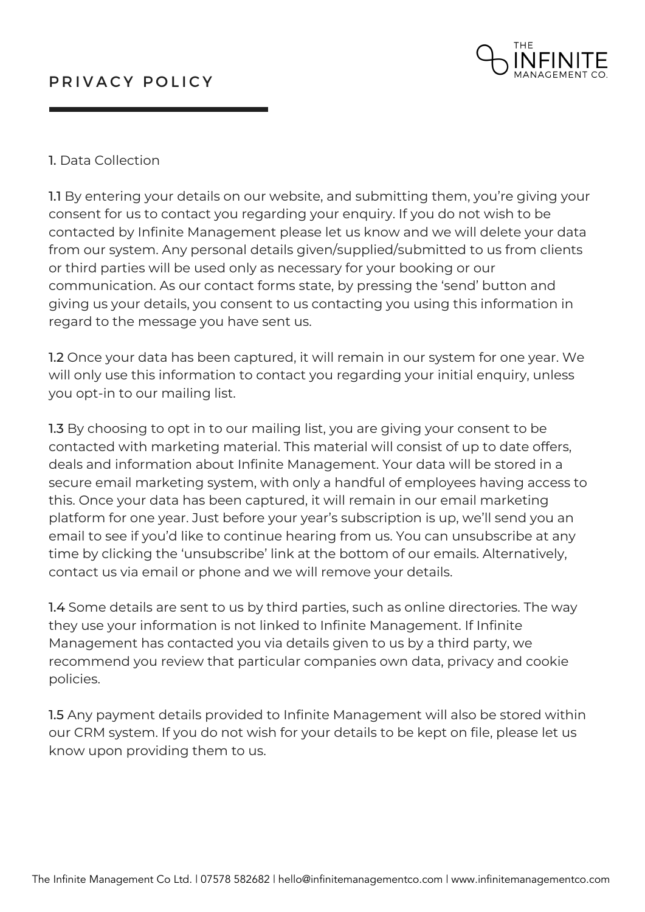# PRIVACY POLICY

**1.** Data Collection

**1.1** By entering your details on our website, and submitting them, you're giving your consent for us to contact you regarding your enquiry. If you do not wish to be contacted by Infinite Management please let us know and we will delete your data from our system. Any personal details given/supplied/submitted to us from clients or third parties will be used only as necessary for your booking or our communication. As our contact forms state, by pressing the 'send' button and giving us your details, you consent to us contacting you using this information in regard to the message you have sent us.

**1.2** Once your data has been captured, it will remain in our system for one year. We will only use this information to contact you regarding your initial enquiry, unless you opt-in to our mailing list.

**1.3** By choosing to opt in to our mailing list, you are giving your consent to be contacted with marketing material. This material will consist of up to date offers, deals and information about Infinite Management. Your data will be stored in a secure email marketing system, with only a handful of employees having access to this. Once your data has been captured, it will remain in our email marketing platform for one year. Just before your year's subscription is up, we'll send you an email to see if you'd like to continue hearing from us. You can unsubscribe at any time by clicking the 'unsubscribe' link at the bottom of our emails. Alternatively, contact us via email or phone and we will remove your details.

**1.4** Some details are sent to us by third parties, such as online directories. The way they use your information is not linked to Infinite Management. If Infinite Management has contacted you via details given to us by a third party, we recommend you review that particular companies own data, privacy and cookie policies.

**1.5** Any payment details provided to Infinite Management will also be stored within our CRM system. If you do not wish for your details to be kept on file, please let us know upon providing them to us.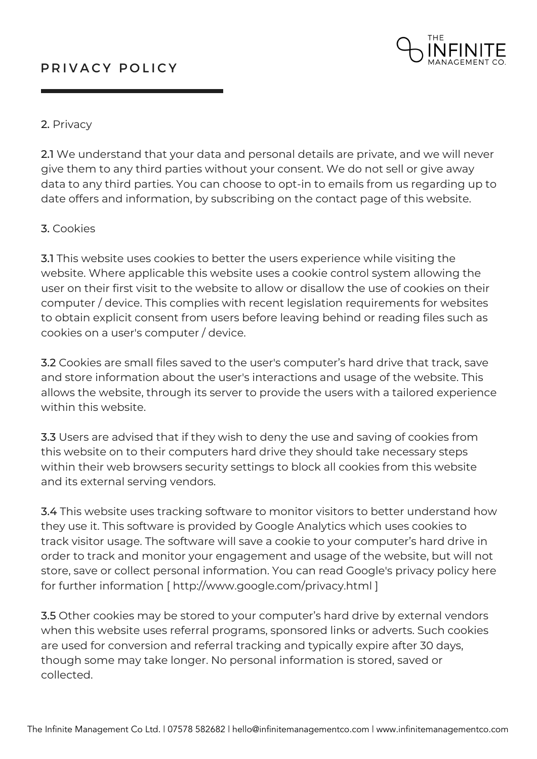**2.** Privacy

**2.1** We understand that your data and personal details are private, and we will never give them to any third parties without your consent. We do not sell or give away data to any third parties. You can choose to opt-in to emails from us regarding up to date offers and information, by subscribing on the contact page of this website.

**3.** Cookies

**3.1** This website uses cookies to better the users experience while visiting the website. Where applicable this website uses a cookie control system allowing the user on their first visit to the website to allow or disallow the use of cookies on their computer / device. This complies with recent legislation requirements for websites to obtain explicit consent from users before leaving behind or reading files such as cookies on a user's computer / device.

**3.2** Cookies are small files saved to the user's computer's hard drive that track, save and store information about the user's interactions and usage of the website. This allows the website, through its server to provide the users with a tailored experience within this website.

**3.3** Users are advised that if they wish to deny the use and saving of cookies from this website on to their computers hard drive they should take necessary steps within their web browsers security settings to block all cookies from this website and its external serving vendors.

**3.4** This website uses tracking software to monitor visitors to better understand how they use it. This software is provided by Google Analytics which uses cookies to track visitor usage. The software will save a cookie to your computer's hard drive in order to track and monitor your engagement and usage of the website, but will not store, save or collect personal information. You can read Google's privacy policy here for further information [ http://www.google.com/privacy.html ]

**3.5** Other cookies may be stored to your computer's hard drive by external vendors when this website uses referral programs, sponsored links or adverts. Such cookies are used for conversion and referral tracking and typically expire after 30 days, though some may take longer. No personal information is stored, saved or collected.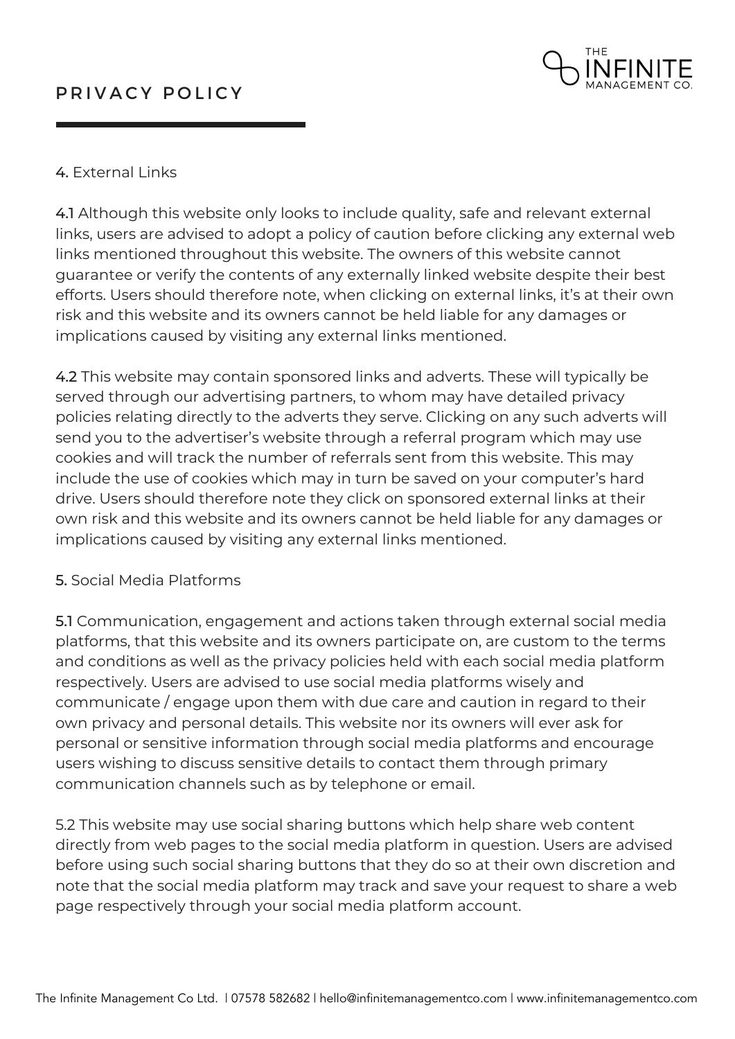**4.** External Links

**4.1** Although this website only looks to include quality, safe and relevant external links, users are advised to adopt a policy of caution before clicking any external web links mentioned throughout this website. The owners of this website cannot guarantee or verify the contents of any externally linked website despite their best efforts. Users should therefore note, when clicking on external links, it's at their own risk and this website and its owners cannot be held liable for any damages or implications caused by visiting any external links mentioned.

**4.2** This website may contain sponsored links and adverts. These will typically be served through our advertising partners, to whom may have detailed privacy policies relating directly to the adverts they serve. Clicking on any such adverts will send you to the advertiser's website through a referral program which may use cookies and will track the number of referrals sent from this website. This may include the use of cookies which may in turn be saved on your computer's hard drive. Users should therefore note they click on sponsored external links at their own risk and this website and its owners cannot be held liable for any damages or implications caused by visiting any external links mentioned.

**5.** Social Media Platforms

**5.1** Communication, engagement and actions taken through external social media platforms, that this website and its owners participate on, are custom to the terms and conditions as well as the privacy policies held with each social media platform respectively. Users are advised to use social media platforms wisely and communicate / engage upon them with due care and caution in regard to their own privacy and personal details. This website nor its owners will ever ask for personal or sensitive information through social media platforms and encourage users wishing to discuss sensitive details to contact them through primary communication channels such as by telephone or email.

5.2 This website may use social sharing buttons which help share web content directly from web pages to the social media platform in question. Users are advised before using such social sharing buttons that they do so at their own discretion and note that the social media platform may track and save your request to share a web page respectively through your social media platform account.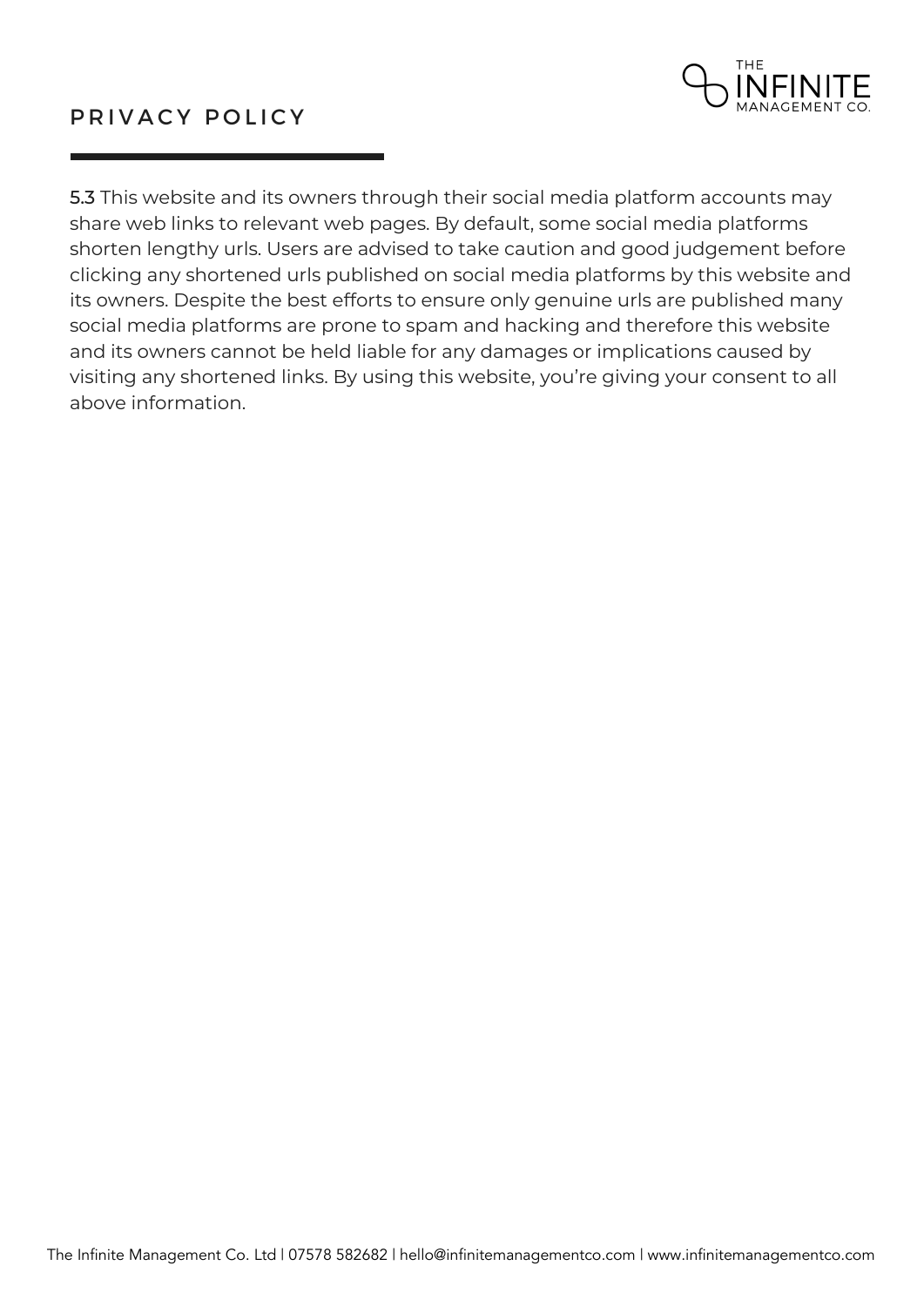**5.3** This website and its owners through their social media platform accounts may share web links to relevant web pages. By default, some social media platforms shorten lengthy urls. Users are advised to take caution and good judgement before clicking any shortened urls published on social media platforms by this website and its owners. Despite the best efforts to ensure only genuine urls are published many social media platforms are prone to spam and hacking and therefore this website and its owners cannot be held liable for any damages or implications caused by visiting any shortened links. By using this website, you're giving your consent to all above information.